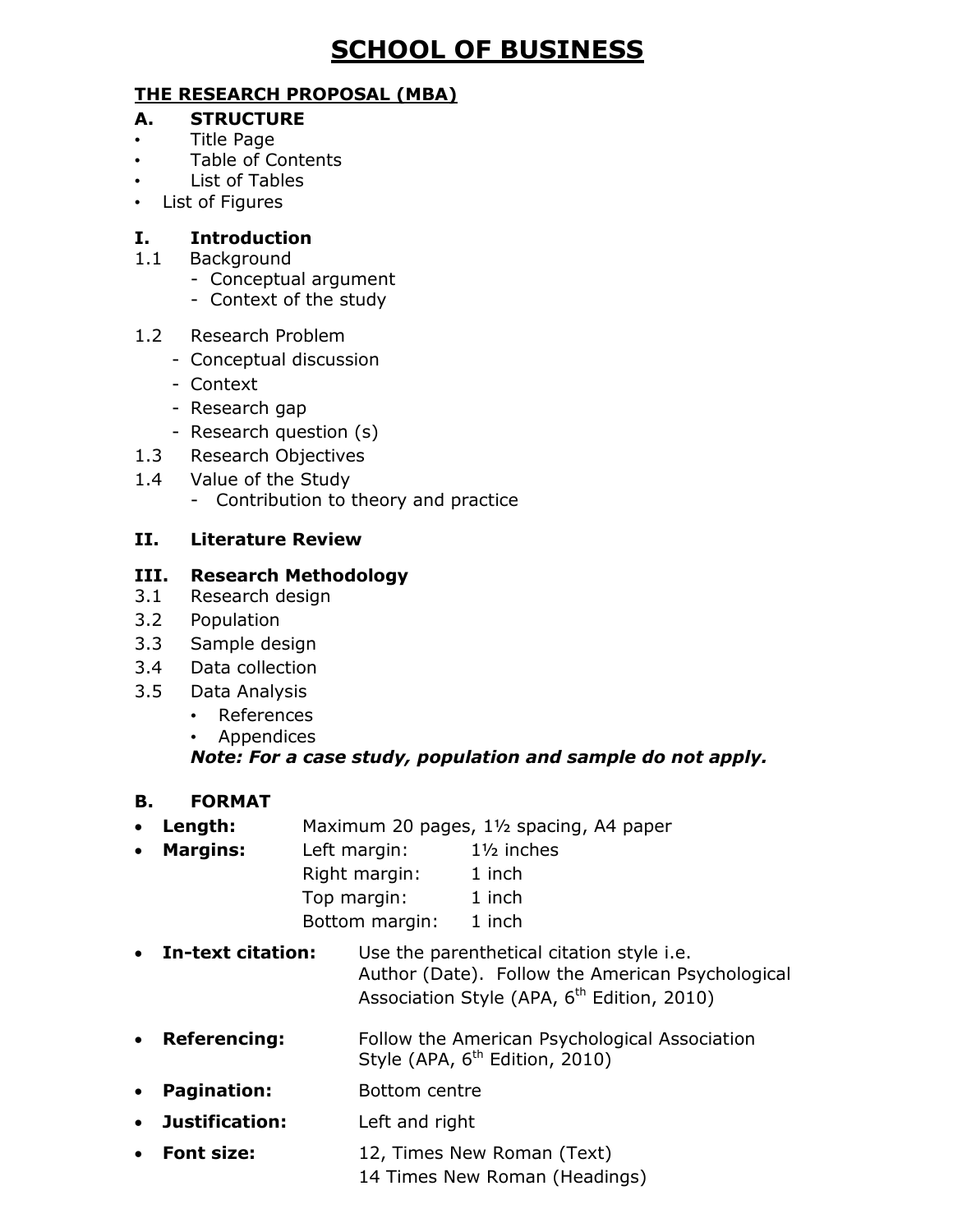# SCHOOL OF BUSINESS

## THE RESEARCH PROPOSAL (MBA)

### A. STRUCTURE

- Title Page
- Table of Contents
- List of Tables
- List of Figures

### I. Introduction

1.1 Background
  - Conceptual argument
  - Context of the study

1.2 Research Problem
  - Conceptual discussion
  - Context
  - Research gap
  - Research question (s)

1.3 Research Objectives

1.4 Value of the Study
  - Contribution to theory and practice

### II. Literature Review

### III. Research Methodology

3.1 Research design

3.2 Population

3.3 Sample design

3.4 Data collection

3.5 Data Analysis
  - References
  - Appendices

***Note: For a case study, population and sample do not apply.***

### B. FORMAT

- **Length:** Maximum 20 pages, 1½ spacing, A4 paper
- **Margins:**
  - Left margin: 1½ inches
  - Right margin: 1 inch
  - Top margin: 1 inch
  - Bottom margin: 1 inch
- **In-text citation:** Use the parenthetical citation style i.e. Author (Date). Follow the American Psychological Association Style (APA, 6th Edition, 2010)
- **Referencing:** Follow the American Psychological Association Style (APA, 6th Edition, 2010)
- **Pagination:** Bottom centre
- **Justification:** Left and right
- **Font size:** 12, Times New Roman (Text)
  14 Times New Roman (Headings)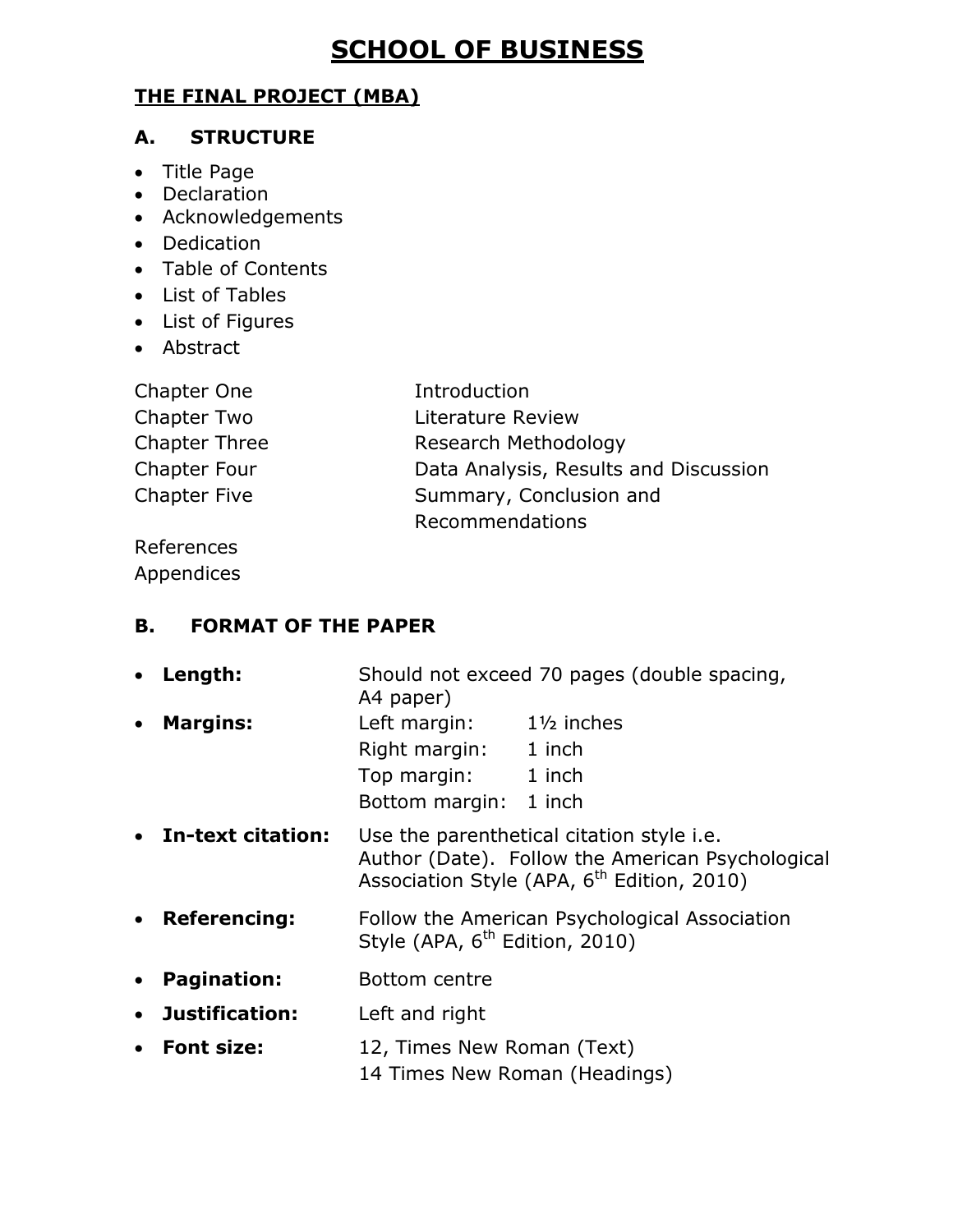# SCHOOL OF BUSINESS

## THE FINAL PROJECT (MBA)

### A. STRUCTURE

- Title Page
- Declaration
- Acknowledgements
- Dedication
- Table of Contents
- List of Tables
- List of Figures
- Abstract

| | |
|---|---|
| Chapter One | Introduction |
| Chapter Two | Literature Review |
| Chapter Three | Research Methodology |
| Chapter Four | Data Analysis, Results and Discussion |
| Chapter Five | Summary, Conclusion and Recommendations |

References
Appendices

### B. FORMAT OF THE PAPER

- **Length:** Should not exceed 70 pages (double spacing, A4 paper)
- **Margins:**
  - Left margin: 1½ inches
  - Right margin: 1 inch
  - Top margin: 1 inch
  - Bottom margin: 1 inch
- **In-text citation:** Use the parenthetical citation style i.e. Author (Date). Follow the American Psychological Association Style (APA, 6th Edition, 2010)
- **Referencing:** Follow the American Psychological Association Style (APA, 6th Edition, 2010)
- **Pagination:** Bottom centre
- **Justification:** Left and right
- **Font size:** 12, Times New Roman (Text)
  14 Times New Roman (Headings)